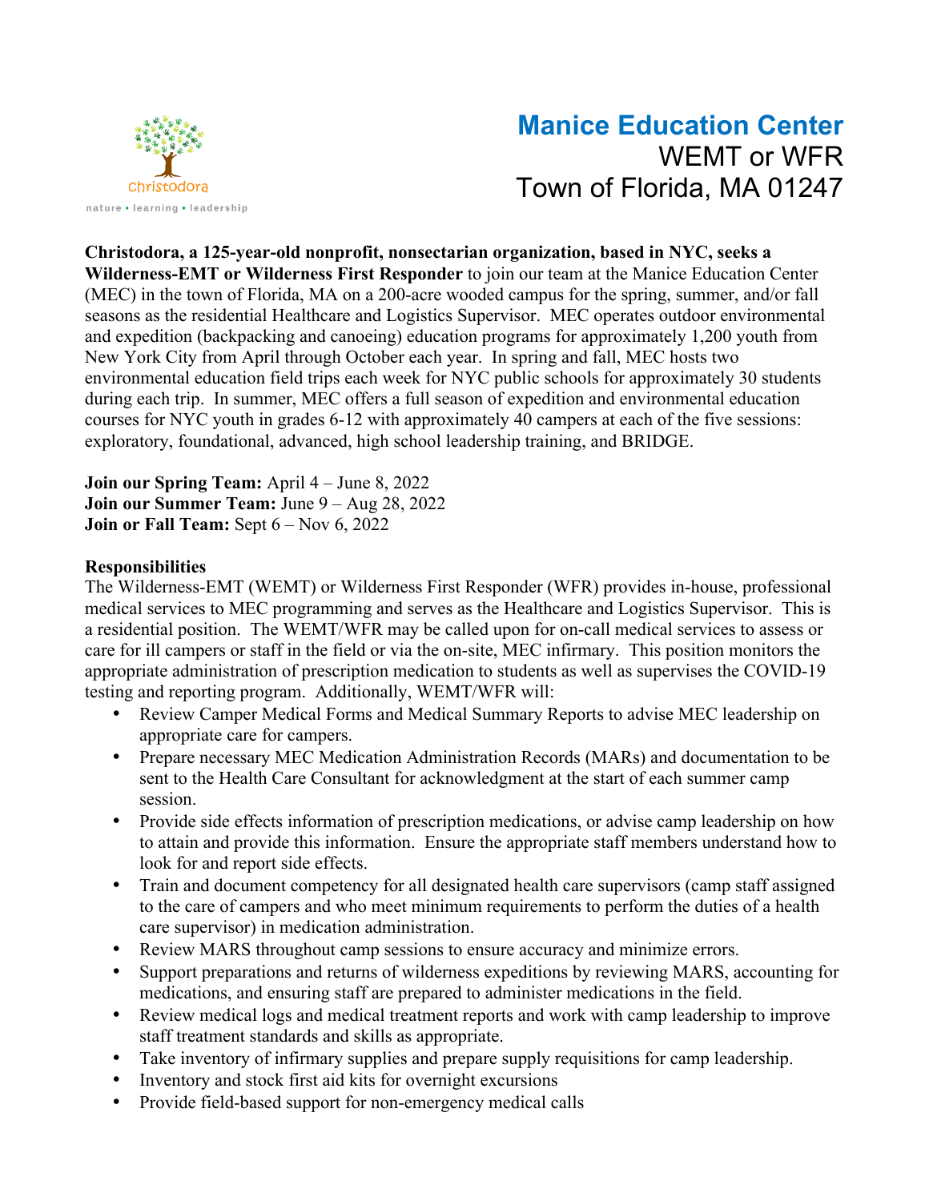Christodora

nature • learning • leadership

# Manice Education Center

## WEMT or WFR

## Town of Florida, MA 01247

**Christodora, a 125-year-old nonprofit, nonsectarian organization, based in NYC, seeks a Wilderness-EMT or Wilderness First Responder** to join our team at the Manice Education Center (MEC) in the town of Florida, MA on a 200-acre wooded campus for the spring, summer, and/or fall seasons as the residential Healthcare and Logistics Supervisor. MEC operates outdoor environmental and expedition (backpacking and canoeing) education programs for approximately 1,200 youth from New York City from April through October each year. In spring and fall, MEC hosts two environmental education field trips each week for NYC public schools for approximately 30 students during each trip. In summer, MEC offers a full season of expedition and environmental education courses for NYC youth in grades 6-12 with approximately 40 campers at each of the five sessions: exploratory, foundational, advanced, high school leadership training, and BRIDGE.

**Join our Spring Team:** April 4 – June 8, 2022
**Join our Summer Team:** June 9 – Aug 28, 2022
**Join or Fall Team:** Sept 6 – Nov 6, 2022

**Responsibilities**

The Wilderness-EMT (WEMT) or Wilderness First Responder (WFR) provides in-house, professional medical services to MEC programming and serves as the Healthcare and Logistics Supervisor. This is a residential position. The WEMT/WFR may be called upon for on-call medical services to assess or care for ill campers or staff in the field or via the on-site, MEC infirmary. This position monitors the appropriate administration of prescription medication to students as well as supervises the COVID-19 testing and reporting program. Additionally, WEMT/WFR will:

- Review Camper Medical Forms and Medical Summary Reports to advise MEC leadership on appropriate care for campers.
- Prepare necessary MEC Medication Administration Records (MARs) and documentation to be sent to the Health Care Consultant for acknowledgment at the start of each summer camp session.
- Provide side effects information of prescription medications, or advise camp leadership on how to attain and provide this information. Ensure the appropriate staff members understand how to look for and report side effects.
- Train and document competency for all designated health care supervisors (camp staff assigned to the care of campers and who meet minimum requirements to perform the duties of a health care supervisor) in medication administration.
- Review MARS throughout camp sessions to ensure accuracy and minimize errors.
- Support preparations and returns of wilderness expeditions by reviewing MARS, accounting for medications, and ensuring staff are prepared to administer medications in the field.
- Review medical logs and medical treatment reports and work with camp leadership to improve staff treatment standards and skills as appropriate.
- Take inventory of infirmary supplies and prepare supply requisitions for camp leadership.
- Inventory and stock first aid kits for overnight excursions
- Provide field-based support for non-emergency medical calls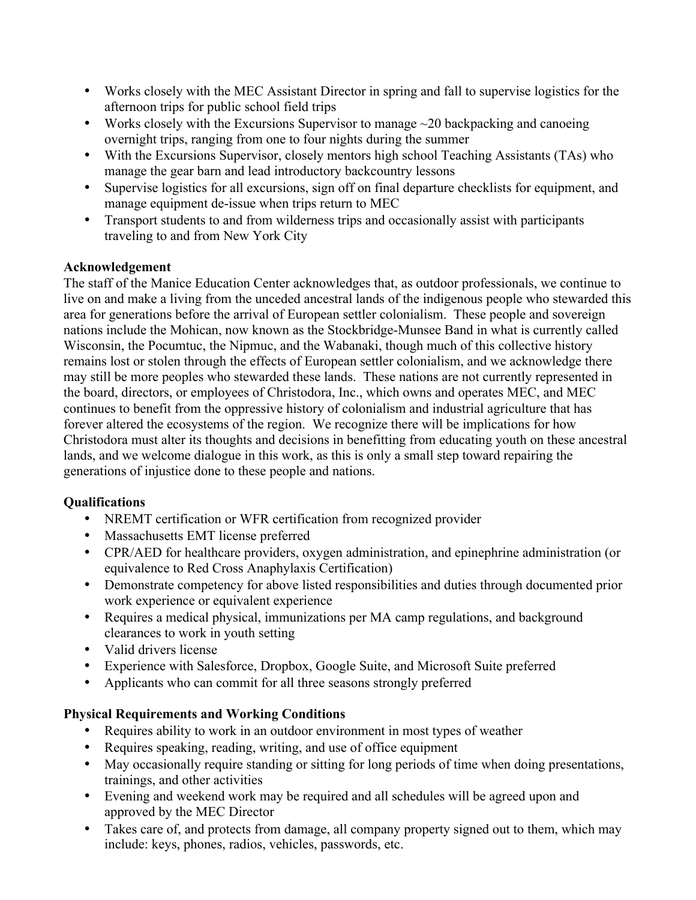- Works closely with the MEC Assistant Director in spring and fall to supervise logistics for the afternoon trips for public school field trips
- Works closely with the Excursions Supervisor to manage ~20 backpacking and canoeing overnight trips, ranging from one to four nights during the summer
- With the Excursions Supervisor, closely mentors high school Teaching Assistants (TAs) who manage the gear barn and lead introductory backcountry lessons
- Supervise logistics for all excursions, sign off on final departure checklists for equipment, and manage equipment de-issue when trips return to MEC
- Transport students to and from wilderness trips and occasionally assist with participants traveling to and from New York City

**Acknowledgement**

The staff of the Manice Education Center acknowledges that, as outdoor professionals, we continue to live on and make a living from the unceded ancestral lands of the indigenous people who stewarded this area for generations before the arrival of European settler colonialism. These people and sovereign nations include the Mohican, now known as the Stockbridge-Munsee Band in what is currently called Wisconsin, the Pocumtuc, the Nipmuc, and the Wabanaki, though much of this collective history remains lost or stolen through the effects of European settler colonialism, and we acknowledge there may still be more peoples who stewarded these lands. These nations are not currently represented in the board, directors, or employees of Christodora, Inc., which owns and operates MEC, and MEC continues to benefit from the oppressive history of colonialism and industrial agriculture that has forever altered the ecosystems of the region. We recognize there will be implications for how Christodora must alter its thoughts and decisions in benefitting from educating youth on these ancestral lands, and we welcome dialogue in this work, as this is only a small step toward repairing the generations of injustice done to these people and nations.

**Qualifications**

- NREMT certification or WFR certification from recognized provider
- Massachusetts EMT license preferred
- CPR/AED for healthcare providers, oxygen administration, and epinephrine administration (or equivalence to Red Cross Anaphylaxis Certification)
- Demonstrate competency for above listed responsibilities and duties through documented prior work experience or equivalent experience
- Requires a medical physical, immunizations per MA camp regulations, and background clearances to work in youth setting
- Valid drivers license
- Experience with Salesforce, Dropbox, Google Suite, and Microsoft Suite preferred
- Applicants who can commit for all three seasons strongly preferred

**Physical Requirements and Working Conditions**

- Requires ability to work in an outdoor environment in most types of weather
- Requires speaking, reading, writing, and use of office equipment
- May occasionally require standing or sitting for long periods of time when doing presentations, trainings, and other activities
- Evening and weekend work may be required and all schedules will be agreed upon and approved by the MEC Director
- Takes care of, and protects from damage, all company property signed out to them, which may include: keys, phones, radios, vehicles, passwords, etc.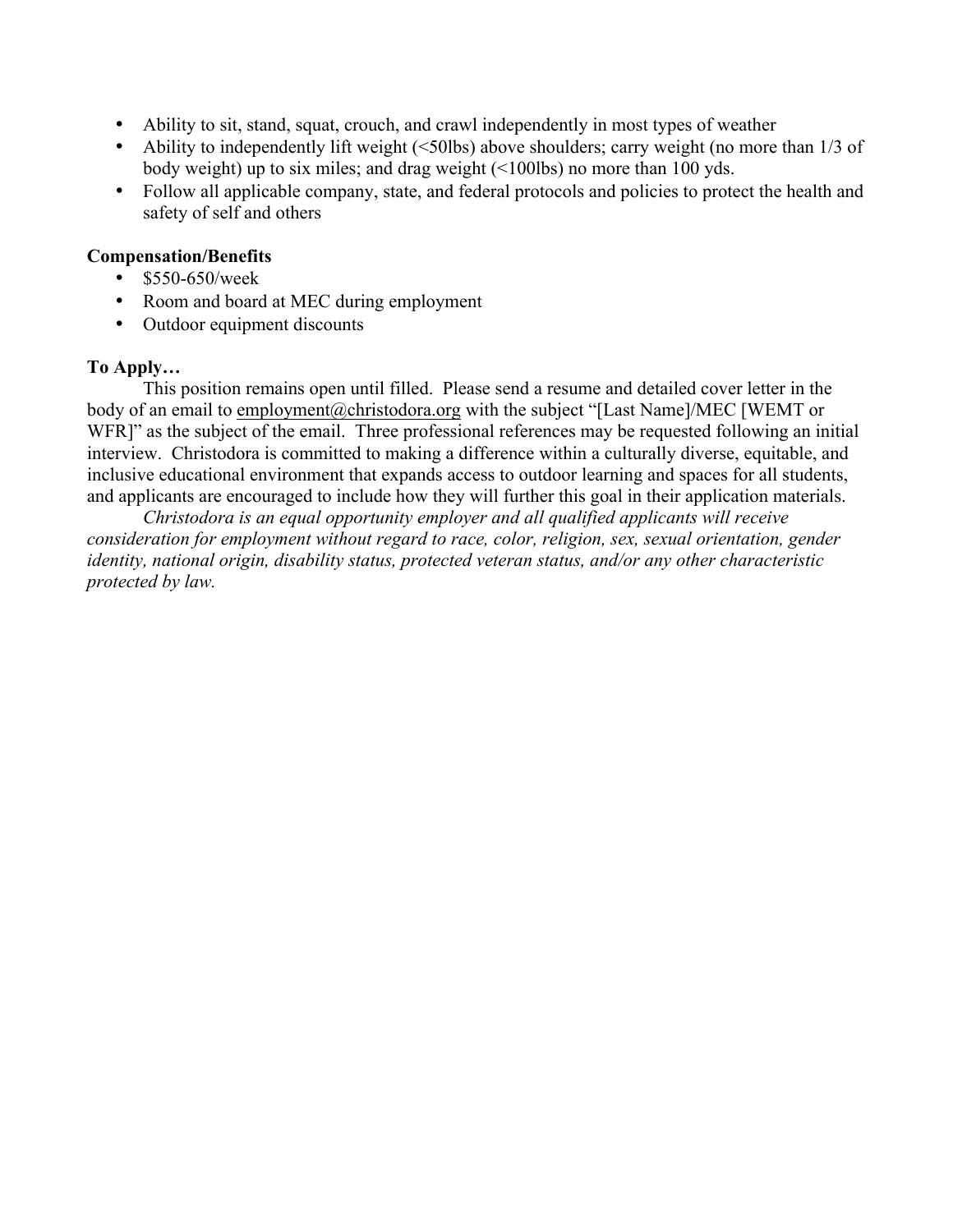- Ability to sit, stand, squat, crouch, and crawl independently in most types of weather
- Ability to independently lift weight (<50lbs) above shoulders; carry weight (no more than 1/3 of body weight) up to six miles; and drag weight (<100lbs) no more than 100 yds.
- Follow all applicable company, state, and federal protocols and policies to protect the health and safety of self and others

**Compensation/Benefits**

- $550-650/week
- Room and board at MEC during employment
- Outdoor equipment discounts

**To Apply…**

This position remains open until filled. Please send a resume and detailed cover letter in the body of an email to employment@christodora.org with the subject "[Last Name]/MEC [WEMT or WFR]" as the subject of the email. Three professional references may be requested following an initial interview. Christodora is committed to making a difference within a culturally diverse, equitable, and inclusive educational environment that expands access to outdoor learning and spaces for all students, and applicants are encouraged to include how they will further this goal in their application materials.

*Christodora is an equal opportunity employer and all qualified applicants will receive consideration for employment without regard to race, color, religion, sex, sexual orientation, gender identity, national origin, disability status, protected veteran status, and/or any other characteristic protected by law.*